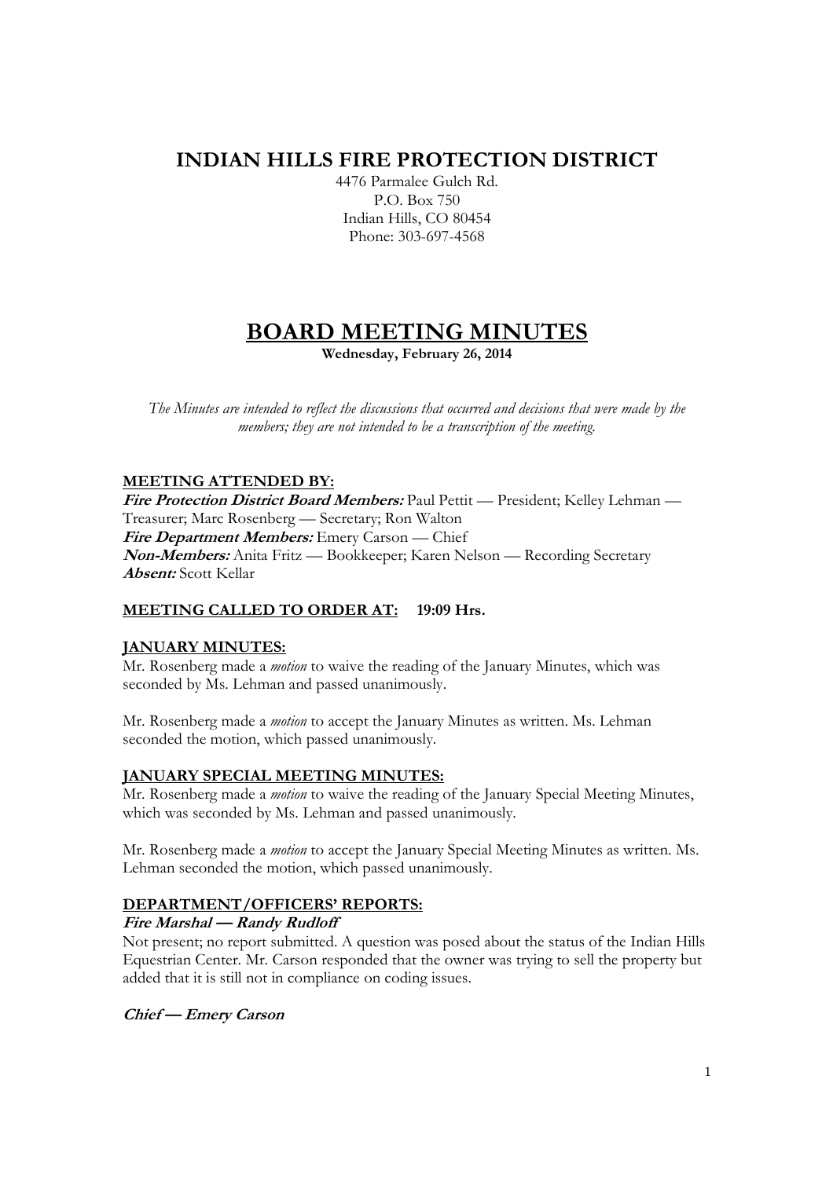# INDIAN HILLS FIRE PROTECTION DISTRICT

4476 Parmalee Gulch Rd.
P.O. Box 750
Indian Hills, CO 80454
Phone: 303-697-4568

# BOARD MEETING MINUTES

**Wednesday, February 26, 2014**

*The Minutes are intended to reflect the discussions that occurred and decisions that were made by the members; they are not intended to be a transcription of the meeting.*

## MEETING ATTENDED BY:

***Fire Protection District Board Members:*** Paul Pettit — President; Kelley Lehman — Treasurer; Marc Rosenberg — Secretary; Ron Walton
***Fire Department Members:*** Emery Carson — Chief
***Non-Members:*** Anita Fritz — Bookkeeper; Karen Nelson — Recording Secretary
***Absent:*** Scott Kellar

## MEETING CALLED TO ORDER AT: 19:09 Hrs.

## JANUARY MINUTES:

Mr. Rosenberg made a *motion* to waive the reading of the January Minutes, which was seconded by Ms. Lehman and passed unanimously.

Mr. Rosenberg made a *motion* to accept the January Minutes as written. Ms. Lehman seconded the motion, which passed unanimously.

## JANUARY SPECIAL MEETING MINUTES:

Mr. Rosenberg made a *motion* to waive the reading of the January Special Meeting Minutes, which was seconded by Ms. Lehman and passed unanimously.

Mr. Rosenberg made a *motion* to accept the January Special Meeting Minutes as written. Ms. Lehman seconded the motion, which passed unanimously.

## DEPARTMENT/OFFICERS' REPORTS:

### *Fire Marshal — Randy Rudloff*

Not present; no report submitted. A question was posed about the status of the Indian Hills Equestrian Center. Mr. Carson responded that the owner was trying to sell the property but added that it is still not in compliance on coding issues.

### *Chief — Emery Carson*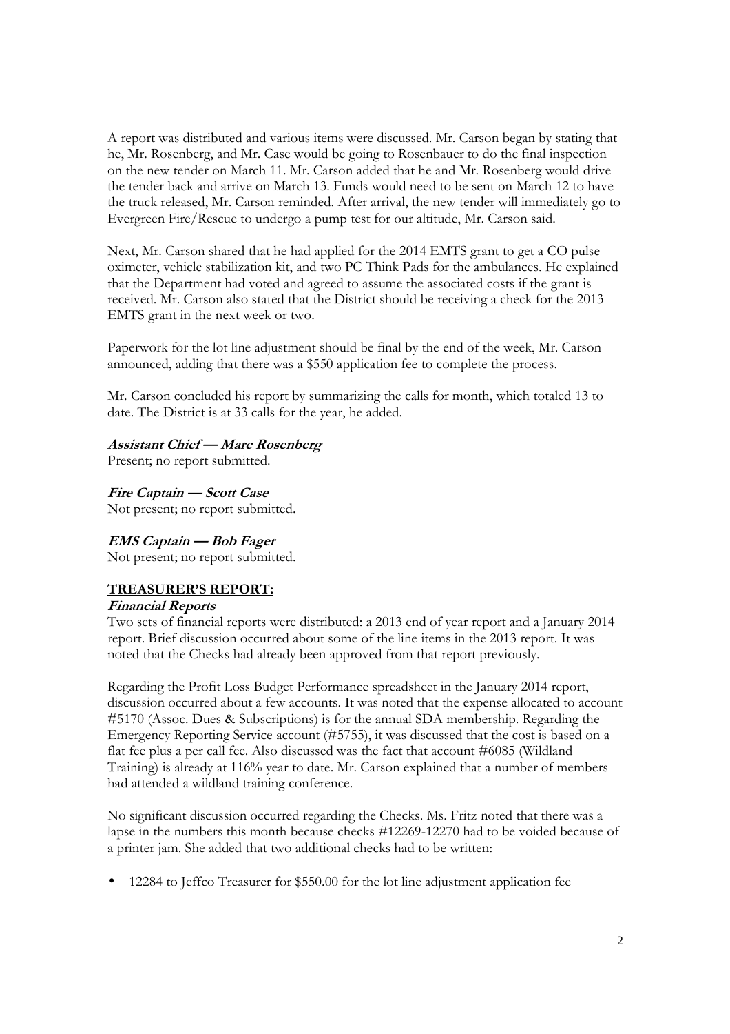A report was distributed and various items were discussed. Mr. Carson began by stating that he, Mr. Rosenberg, and Mr. Case would be going to Rosenbauer to do the final inspection on the new tender on March 11. Mr. Carson added that he and Mr. Rosenberg would drive the tender back and arrive on March 13. Funds would need to be sent on March 12 to have the truck released, Mr. Carson reminded. After arrival, the new tender will immediately go to Evergreen Fire/Rescue to undergo a pump test for our altitude, Mr. Carson said.

Next, Mr. Carson shared that he had applied for the 2014 EMTS grant to get a CO pulse oximeter, vehicle stabilization kit, and two PC Think Pads for the ambulances. He explained that the Department had voted and agreed to assume the associated costs if the grant is received. Mr. Carson also stated that the District should be receiving a check for the 2013 EMTS grant in the next week or two.

Paperwork for the lot line adjustment should be final by the end of the week, Mr. Carson announced, adding that there was a $550 application fee to complete the process.

Mr. Carson concluded his report by summarizing the calls for month, which totaled 13 to date. The District is at 33 calls for the year, he added.

***Assistant Chief — Marc Rosenberg***
Present; no report submitted.

***Fire Captain — Scott Case***
Not present; no report submitted.

***EMS Captain — Bob Fager***
Not present; no report submitted.

## TREASURER'S REPORT:

***Financial Reports***

Two sets of financial reports were distributed: a 2013 end of year report and a January 2014 report. Brief discussion occurred about some of the line items in the 2013 report. It was noted that the Checks had already been approved from that report previously.

Regarding the Profit Loss Budget Performance spreadsheet in the January 2014 report, discussion occurred about a few accounts. It was noted that the expense allocated to account #5170 (Assoc. Dues & Subscriptions) is for the annual SDA membership. Regarding the Emergency Reporting Service account (#5755), it was discussed that the cost is based on a flat fee plus a per call fee. Also discussed was the fact that account #6085 (Wildland Training) is already at 116% year to date. Mr. Carson explained that a number of members had attended a wildland training conference.

No significant discussion occurred regarding the Checks. Ms. Fritz noted that there was a lapse in the numbers this month because checks #12269-12270 had to be voided because of a printer jam. She added that two additional checks had to be written:

- 12284 to Jeffco Treasurer for $550.00 for the lot line adjustment application fee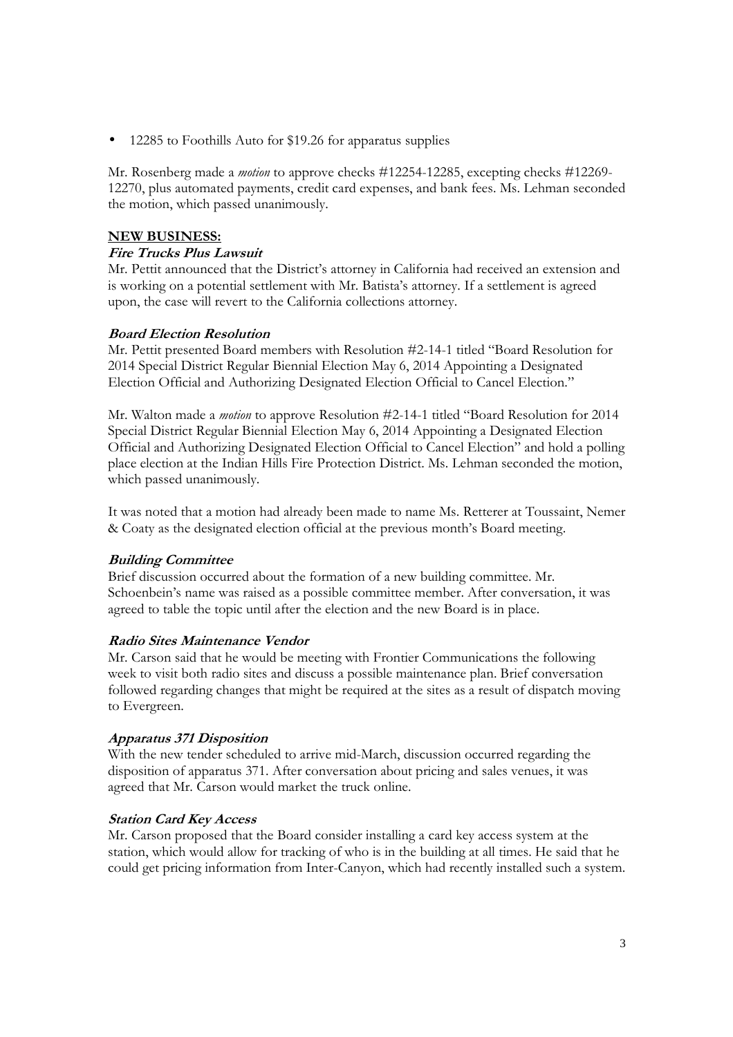- 12285 to Foothills Auto for $19.26 for apparatus supplies

Mr. Rosenberg made a *motion* to approve checks #12254-12285, excepting checks #12269-12270, plus automated payments, credit card expenses, and bank fees. Ms. Lehman seconded the motion, which passed unanimously.

## NEW BUSINESS:

### *Fire Trucks Plus Lawsuit*

Mr. Pettit announced that the District's attorney in California had received an extension and is working on a potential settlement with Mr. Batista's attorney. If a settlement is agreed upon, the case will revert to the California collections attorney.

### *Board Election Resolution*

Mr. Pettit presented Board members with Resolution #2-14-1 titled "Board Resolution for 2014 Special District Regular Biennial Election May 6, 2014 Appointing a Designated Election Official and Authorizing Designated Election Official to Cancel Election."

Mr. Walton made a *motion* to approve Resolution #2-14-1 titled "Board Resolution for 2014 Special District Regular Biennial Election May 6, 2014 Appointing a Designated Election Official and Authorizing Designated Election Official to Cancel Election" and hold a polling place election at the Indian Hills Fire Protection District. Ms. Lehman seconded the motion, which passed unanimously.

It was noted that a motion had already been made to name Ms. Retterer at Toussaint, Nemer & Coaty as the designated election official at the previous month's Board meeting.

### *Building Committee*

Brief discussion occurred about the formation of a new building committee. Mr. Schoenbein's name was raised as a possible committee member. After conversation, it was agreed to table the topic until after the election and the new Board is in place.

### *Radio Sites Maintenance Vendor*

Mr. Carson said that he would be meeting with Frontier Communications the following week to visit both radio sites and discuss a possible maintenance plan. Brief conversation followed regarding changes that might be required at the sites as a result of dispatch moving to Evergreen.

### *Apparatus 371 Disposition*

With the new tender scheduled to arrive mid-March, discussion occurred regarding the disposition of apparatus 371. After conversation about pricing and sales venues, it was agreed that Mr. Carson would market the truck online.

### *Station Card Key Access*

Mr. Carson proposed that the Board consider installing a card key access system at the station, which would allow for tracking of who is in the building at all times. He said that he could get pricing information from Inter-Canyon, which had recently installed such a system.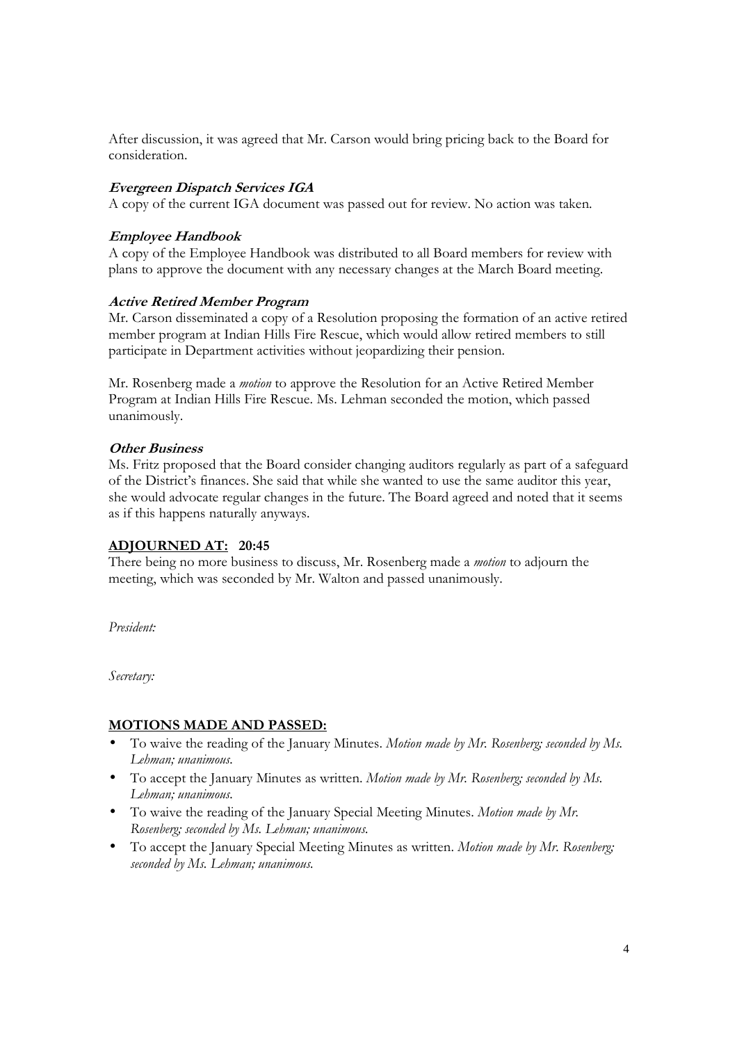After discussion, it was agreed that Mr. Carson would bring pricing back to the Board for consideration.

***Evergreen Dispatch Services IGA***

A copy of the current IGA document was passed out for review. No action was taken.

***Employee Handbook***

A copy of the Employee Handbook was distributed to all Board members for review with plans to approve the document with any necessary changes at the March Board meeting.

***Active Retired Member Program***

Mr. Carson disseminated a copy of a Resolution proposing the formation of an active retired member program at Indian Hills Fire Rescue, which would allow retired members to still participate in Department activities without jeopardizing their pension.

Mr. Rosenberg made a *motion* to approve the Resolution for an Active Retired Member Program at Indian Hills Fire Rescue. Ms. Lehman seconded the motion, which passed unanimously.

***Other Business***

Ms. Fritz proposed that the Board consider changing auditors regularly as part of a safeguard of the District's finances. She said that while she wanted to use the same auditor this year, she would advocate regular changes in the future. The Board agreed and noted that it seems as if this happens naturally anyways.

## **ADJOURNED AT: 20:45**

There being no more business to discuss, Mr. Rosenberg made a *motion* to adjourn the meeting, which was seconded by Mr. Walton and passed unanimously.

*President:*

*Secretary:*

## **MOTIONS MADE AND PASSED:**

- To waive the reading of the January Minutes. *Motion made by Mr. Rosenberg; seconded by Ms. Lehman; unanimous.*
- To accept the January Minutes as written. *Motion made by Mr. Rosenberg; seconded by Ms. Lehman; unanimous.*
- To waive the reading of the January Special Meeting Minutes. *Motion made by Mr. Rosenberg; seconded by Ms. Lehman; unanimous.*
- To accept the January Special Meeting Minutes as written. *Motion made by Mr. Rosenberg; seconded by Ms. Lehman; unanimous.*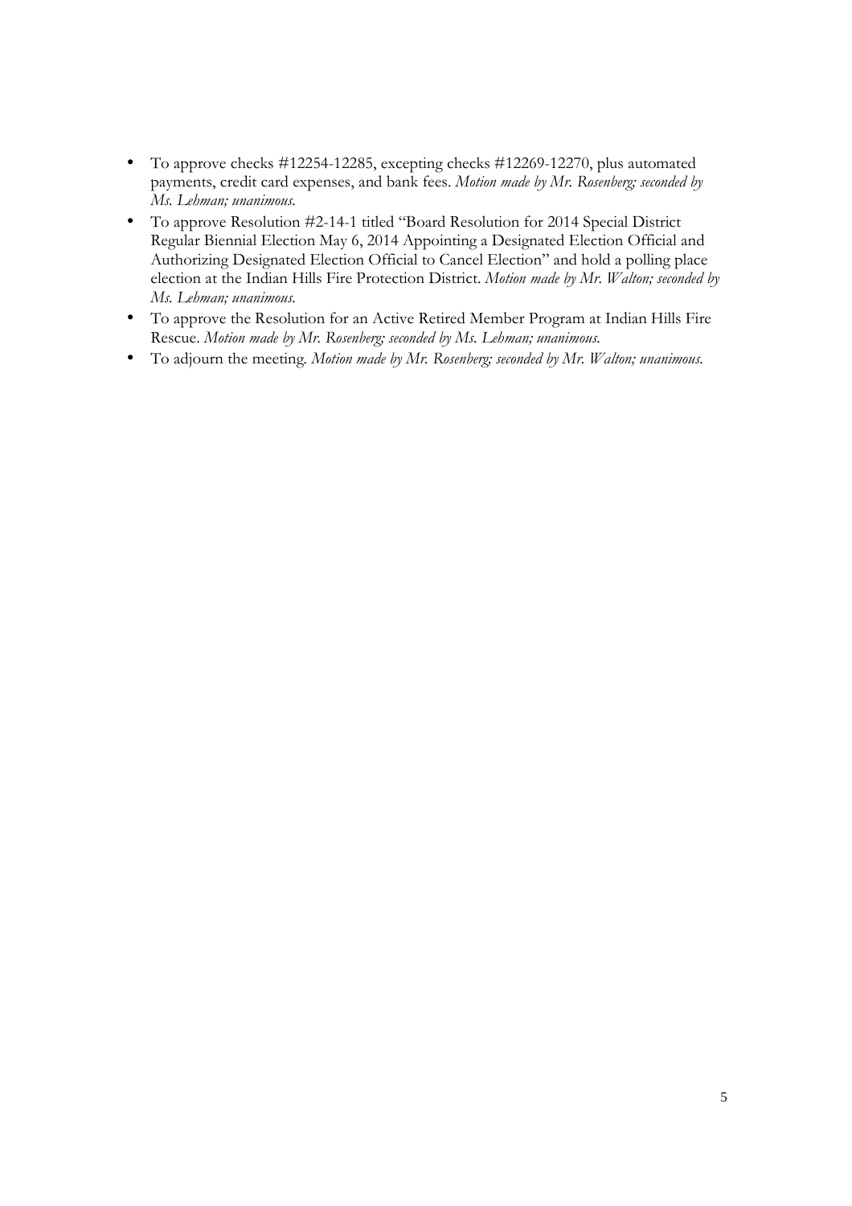- To approve checks #12254-12285, excepting checks #12269-12270, plus automated payments, credit card expenses, and bank fees. *Motion made by Mr. Rosenberg; seconded by Ms. Lehman; unanimous.*
- To approve Resolution #2-14-1 titled "Board Resolution for 2014 Special District Regular Biennial Election May 6, 2014 Appointing a Designated Election Official and Authorizing Designated Election Official to Cancel Election" and hold a polling place election at the Indian Hills Fire Protection District. *Motion made by Mr. Walton; seconded by Ms. Lehman; unanimous.*
- To approve the Resolution for an Active Retired Member Program at Indian Hills Fire Rescue. *Motion made by Mr. Rosenberg; seconded by Ms. Lehman; unanimous.*
- To adjourn the meeting. *Motion made by Mr. Rosenberg; seconded by Mr. Walton; unanimous.*